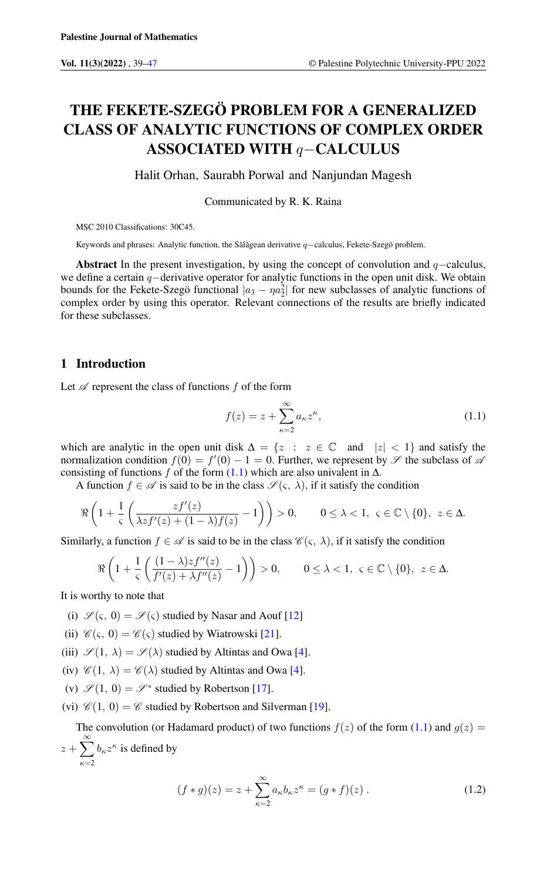# THE FEKETE-SZEGÖ PROBLEM FOR A GENERALIZED CLASS OF ANALYTIC FUNCTIONS OF COMPLEX ORDER ASSOCIATED WITH $q-$CALCULUS

Halit Orhan, Saurabh Porwal and Nanjundan Magesh

Communicated by R. K. Raina

MSC 2010 Classifications: 30C45.

Keywords and phrases: Analytic function, the Sălăgean derivative $q-$calculus, Fekete-Szegö problem.

**Abstract** In the present investigation, by using the concept of convolution and $q-$calculus, we define a certain $q-$derivative operator for analytic functions in the open unit disk. We obtain bounds for the Fekete-Szegö functional $|a_3 - \eta a_2^2|$ for new subclasses of analytic functions of complex order by using this operator. Relevant connections of the results are briefly indicated for these subclasses.

## 1 Introduction

Let $\mathscr{A}$ represent the class of functions $f$ of the form

$$f(z) = z + \sum_{\kappa=2}^{\infty} a_\kappa z^\kappa, \tag{1.1}$$

which are analytic in the open unit disk $\Delta = \{z \; : \; z \in \mathbb{C} \quad \text{and} \quad |z| < 1\}$ and satisfy the normalization condition $f(0) = f'(0) - 1 = 0$. Further, we represent by $\mathscr{S}$ the subclass of $\mathscr{A}$ consisting of functions $f$ of the form (1.1) which are also univalent in $\Delta$.

A function $f \in \mathscr{A}$ is said to be in the class $\mathscr{S}(\varsigma, \lambda)$, if it satisfy the condition

$$\Re\left(1 + \frac{1}{\varsigma}\left(\frac{zf'(z)}{\lambda zf'(z) + (1-\lambda)f(z)} - 1\right)\right) > 0, \qquad 0 \le \lambda < 1, \; \varsigma \in \mathbb{C} \setminus \{0\}, \; z \in \Delta.$$

Similarly, a function $f \in \mathscr{A}$ is said to be in the class $\mathscr{C}(\varsigma, \lambda)$, if it satisfy the condition

$$\Re\left(1 + \frac{1}{\varsigma}\left(\frac{(1-\lambda)zf''(z)}{f'(z) + \lambda f''(z)} - 1\right)\right) > 0, \qquad 0 \le \lambda < 1, \; \varsigma \in \mathbb{C} \setminus \{0\}, \; z \in \Delta.$$

It is worthy to note that

(i) $\mathscr{S}(\varsigma, 0) = \mathscr{S}(\varsigma)$ studied by Nasar and Aouf [12]

(ii) $\mathscr{C}(\varsigma, 0) = \mathscr{C}(\varsigma)$ studied by Wiatrowski [21].

(iii) $\mathscr{S}(1, \lambda) = \mathscr{S}(\lambda)$ studied by Altintas and Owa [4].

(iv) $\mathscr{C}(1, \lambda) = \mathscr{C}(\lambda)$ studied by Altintas and Owa [4].

(v) $\mathscr{S}(1, 0) = \mathscr{S}^*$ studied by Robertson [17].

(vi) $\mathscr{C}(1, 0) = \mathscr{C}$ studied by Robertson and Silverman [19].

The convolution (or Hadamard product) of two functions $f(z)$ of the form (1.1) and $g(z) = z + \sum_{\kappa=2}^{\infty} b_\kappa z^\kappa$ is defined by

$$(f * g)(z) = z + \sum_{\kappa=2}^{\infty} a_\kappa b_\kappa z^\kappa = (g * f)(z) \, . \tag{1.2}$$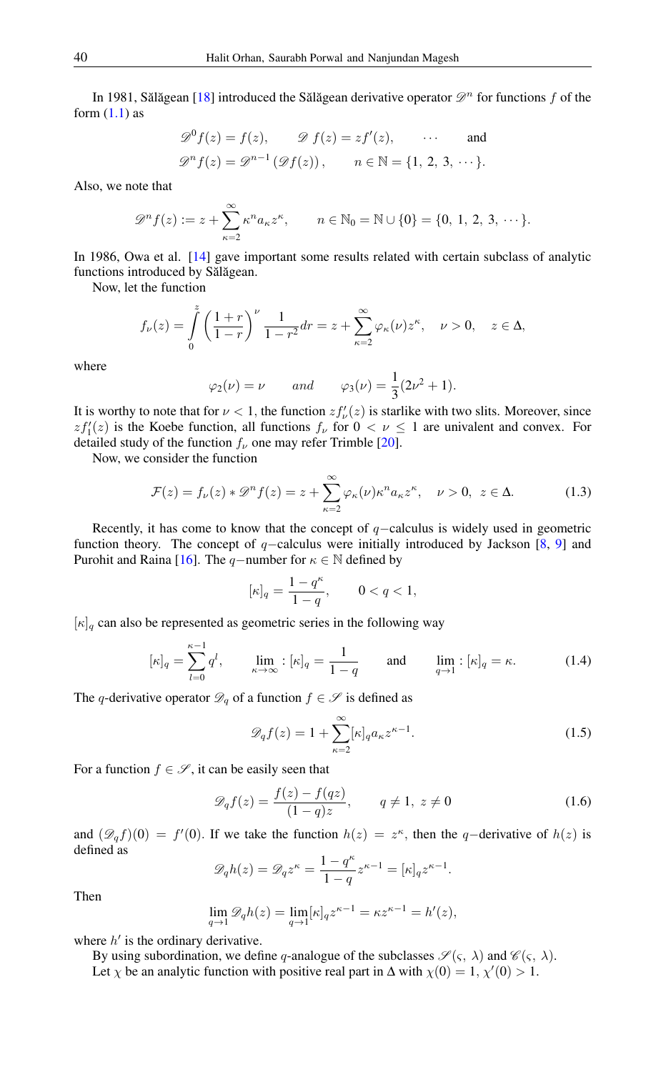In 1981, Sălăgean [18] introduced the Sălăgean derivative operator $\mathscr{D}^n$ for functions $f$ of the form (1.1) as

$$\mathscr{D}^0 f(z) = f(z), \qquad \mathscr{D}\, f(z) = zf'(z), \qquad \cdots \qquad \text{and}$$
$$\mathscr{D}^n f(z) = \mathscr{D}^{n-1}\left(\mathscr{D} f(z)\right), \qquad n \in \mathbb{N} = \{1,\ 2,\ 3,\ \cdots\}.$$

Also, we note that

$$\mathscr{D}^n f(z) := z + \sum_{\kappa=2}^{\infty} \kappa^n a_\kappa z^\kappa, \qquad n \in \mathbb{N}_0 = \mathbb{N} \cup \{0\} = \{0,\ 1,\ 2,\ 3,\ \cdots\}.$$

In 1986, Owa et al. [14] gave important some results related with certain subclass of analytic functions introduced by Sălăgean.

Now, let the function

$$f_\nu(z) = \int_0^z \left(\frac{1+r}{1-r}\right)^\nu \frac{1}{1-r^2} dr = z + \sum_{\kappa=2}^{\infty} \varphi_\kappa(\nu) z^\kappa, \quad \nu > 0, \quad z \in \Delta,$$

where

$$\varphi_2(\nu) = \nu \qquad \textit{and} \qquad \varphi_3(\nu) = \frac{1}{3}(2\nu^2 + 1).$$

It is worthy to note that for $\nu < 1$, the function $zf'_\nu(z)$ is starlike with two slits. Moreover, since $zf'_1(z)$ is the Koebe function, all functions $f_\nu$ for $0 < \nu \leq 1$ are univalent and convex. For detailed study of the function $f_\nu$ one may refer Trimble [20].

Now, we consider the function

$$\mathcal{F}(z) = f_\nu(z) * \mathscr{D}^n f(z) = z + \sum_{\kappa=2}^{\infty} \varphi_\kappa(\nu) \kappa^n a_\kappa z^\kappa, \quad \nu > 0, \ z \in \Delta. \tag{1.3}$$

Recently, it has come to know that the concept of $q-$calculus is widely used in geometric function theory. The concept of $q-$calculus were initially introduced by Jackson [8, 9] and Purohit and Raina [16]. The $q-$number for $\kappa \in \mathbb{N}$ defined by

$$[\kappa]_q = \frac{1-q^\kappa}{1-q}, \qquad 0 < q < 1,$$

$[\kappa]_q$ can also be represented as geometric series in the following way

$$[\kappa]_q = \sum_{l=0}^{\kappa-1} q^l, \qquad \lim_{\kappa\to\infty} : [\kappa]_q = \frac{1}{1-q} \qquad \text{and} \qquad \lim_{q\to 1} : [\kappa]_q = \kappa. \tag{1.4}$$

The $q$-derivative operator $\mathscr{D}_q$ of a function $f \in \mathscr{S}$ is defined as

$$\mathscr{D}_q f(z) = 1 + \sum_{\kappa=2}^{\infty} [\kappa]_q a_\kappa z^{\kappa-1}. \tag{1.5}$$

For a function $f \in \mathscr{S}$, it can be easily seen that

$$\mathscr{D}_q f(z) = \frac{f(z) - f(qz)}{(1-q)z}, \qquad q \neq 1,\ z \neq 0 \tag{1.6}$$

and $(\mathscr{D}_q f)(0) = f'(0)$. If we take the function $h(z) = z^\kappa$, then the $q-$derivative of $h(z)$ is defined as

$$\mathscr{D}_q h(z) = \mathscr{D}_q z^\kappa = \frac{1-q^\kappa}{1-q} z^{\kappa-1} = [\kappa]_q z^{\kappa-1}.$$

Then

$$\lim_{q\to 1} \mathscr{D}_q h(z) = \lim_{q\to 1} [\kappa]_q z^{\kappa-1} = \kappa z^{\kappa-1} = h'(z),$$

where $h'$ is the ordinary derivative.

By using subordination, we define $q$-analogue of the subclasses $\mathscr{S}(\varsigma,\ \lambda)$ and $\mathscr{C}(\varsigma,\ \lambda)$.

Let $\chi$ be an analytic function with positive real part in $\Delta$ with $\chi(0) = 1$, $\chi'(0) > 1$.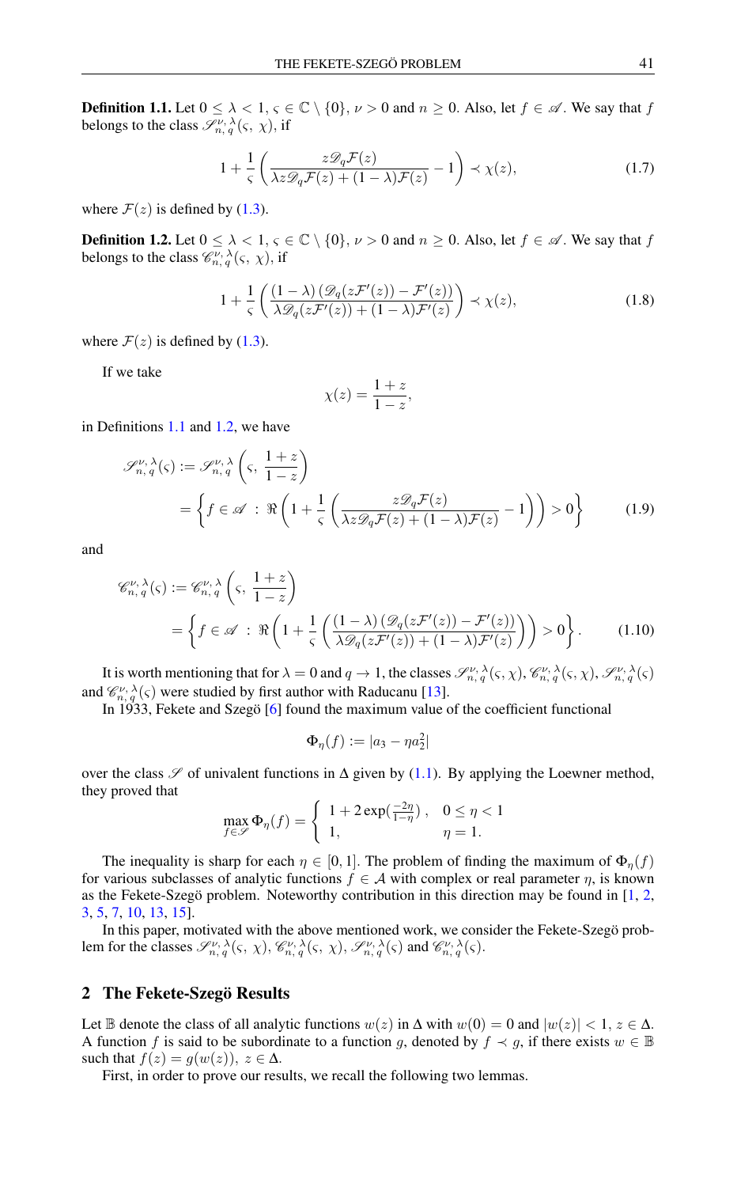**Definition 1.1.** Let $0 \leq \lambda < 1$, $\varsigma \in \mathbb{C} \setminus \{0\}$, $\nu > 0$ and $n \geq 0$. Also, let $f \in \mathscr{A}$. We say that $f$ belongs to the class $\mathscr{S}_{n,\,q}^{\nu,\,\lambda}(\varsigma,\,\chi)$, if

$$1 + \frac{1}{\varsigma}\left(\frac{z\mathscr{D}_q\mathcal{F}(z)}{\lambda z\mathscr{D}_q\mathcal{F}(z) + (1-\lambda)\mathcal{F}(z)} - 1\right) \prec \chi(z), \tag{1.7}$$

where $\mathcal{F}(z)$ is defined by (1.3).

**Definition 1.2.** Let $0 \leq \lambda < 1$, $\varsigma \in \mathbb{C} \setminus \{0\}$, $\nu > 0$ and $n \geq 0$. Also, let $f \in \mathscr{A}$. We say that $f$ belongs to the class $\mathscr{C}_{n,\,q}^{\nu,\,\lambda}(\varsigma,\,\chi)$, if

$$1 + \frac{1}{\varsigma}\left(\frac{(1-\lambda)\left(\mathscr{D}_q(z\mathcal{F}'(z)) - \mathcal{F}'(z)\right)}{\lambda\mathscr{D}_q(z\mathcal{F}'(z)) + (1-\lambda)\mathcal{F}'(z)}\right) \prec \chi(z), \tag{1.8}$$

where $\mathcal{F}(z)$ is defined by (1.3).

If we take

$$\chi(z) = \frac{1+z}{1-z},$$

in Definitions 1.1 and 1.2, we have

$$\begin{aligned}\mathscr{S}_{n,\,q}^{\nu,\,\lambda}(\varsigma) &:= \mathscr{S}_{n,\,q}^{\nu,\,\lambda}\left(\varsigma,\,\frac{1+z}{1-z}\right)\\ &= \left\{f \in \mathscr{A} \,:\, \Re\left(1 + \frac{1}{\varsigma}\left(\frac{z\mathscr{D}_q\mathcal{F}(z)}{\lambda z\mathscr{D}_q\mathcal{F}(z) + (1-\lambda)\mathcal{F}(z)} - 1\right)\right) > 0\right\}\end{aligned} \tag{1.9}$$

and

$$\begin{aligned}\mathscr{C}_{n,\,q}^{\nu,\,\lambda}(\varsigma) &:= \mathscr{C}_{n,\,q}^{\nu,\,\lambda}\left(\varsigma,\,\frac{1+z}{1-z}\right)\\ &= \left\{f \in \mathscr{A} \,:\, \Re\left(1 + \frac{1}{\varsigma}\left(\frac{(1-\lambda)\left(\mathscr{D}_q(z\mathcal{F}'(z)) - \mathcal{F}'(z)\right)}{\lambda\mathscr{D}_q(z\mathcal{F}'(z)) + (1-\lambda)\mathcal{F}'(z)}\right)\right) > 0\right\}.\end{aligned} \tag{1.10}$$

It is worth mentioning that for $\lambda = 0$ and $q \to 1$, the classes $\mathscr{S}_{n,\,q}^{\nu,\,\lambda}(\varsigma,\chi)$, $\mathscr{C}_{n,\,q}^{\nu,\,\lambda}(\varsigma,\chi)$, $\mathscr{S}_{n,\,q}^{\nu,\,\lambda}(\varsigma)$ and $\mathscr{C}_{n,\,q}^{\nu,\,\lambda}(\varsigma)$ were studied by first author with Raducanu [13].

In 1933, Fekete and Szegö [6] found the maximum value of the coefficient functional

$$\Phi_\eta(f) := |a_3 - \eta a_2^2|$$

over the class $\mathscr{S}$ of univalent functions in $\Delta$ given by (1.1). By applying the Loewner method, they proved that

$$\max_{f\in\mathscr{S}} \Phi_\eta(f) = \begin{cases} 1 + 2\exp(\frac{-2\eta}{1-\eta}), & 0 \leq \eta < 1 \\ 1, & \eta = 1. \end{cases}$$

The inequality is sharp for each $\eta \in [0,1]$. The problem of finding the maximum of $\Phi_\eta(f)$ for various subclasses of analytic functions $f \in \mathcal{A}$ with complex or real parameter $\eta$, is known as the Fekete-Szegö problem. Noteworthy contribution in this direction may be found in [1, 2, 3, 5, 7, 10, 13, 15].

In this paper, motivated with the above mentioned work, we consider the Fekete-Szegö problem for the classes $\mathscr{S}_{n,\,q}^{\nu,\,\lambda}(\varsigma,\,\chi)$, $\mathscr{C}_{n,\,q}^{\nu,\,\lambda}(\varsigma,\,\chi)$, $\mathscr{S}_{n,\,q}^{\nu,\,\lambda}(\varsigma)$ and $\mathscr{C}_{n,\,q}^{\nu,\,\lambda}(\varsigma)$.

## 2 The Fekete-Szegö Results

Let $\mathbb{B}$ denote the class of all analytic functions $w(z)$ in $\Delta$ with $w(0) = 0$ and $|w(z)| < 1$, $z \in \Delta$. A function $f$ is said to be subordinate to a function $g$, denoted by $f \prec g$, if there exists $w \in \mathbb{B}$ such that $f(z) = g(w(z))$, $z \in \Delta$.

First, in order to prove our results, we recall the following two lemmas.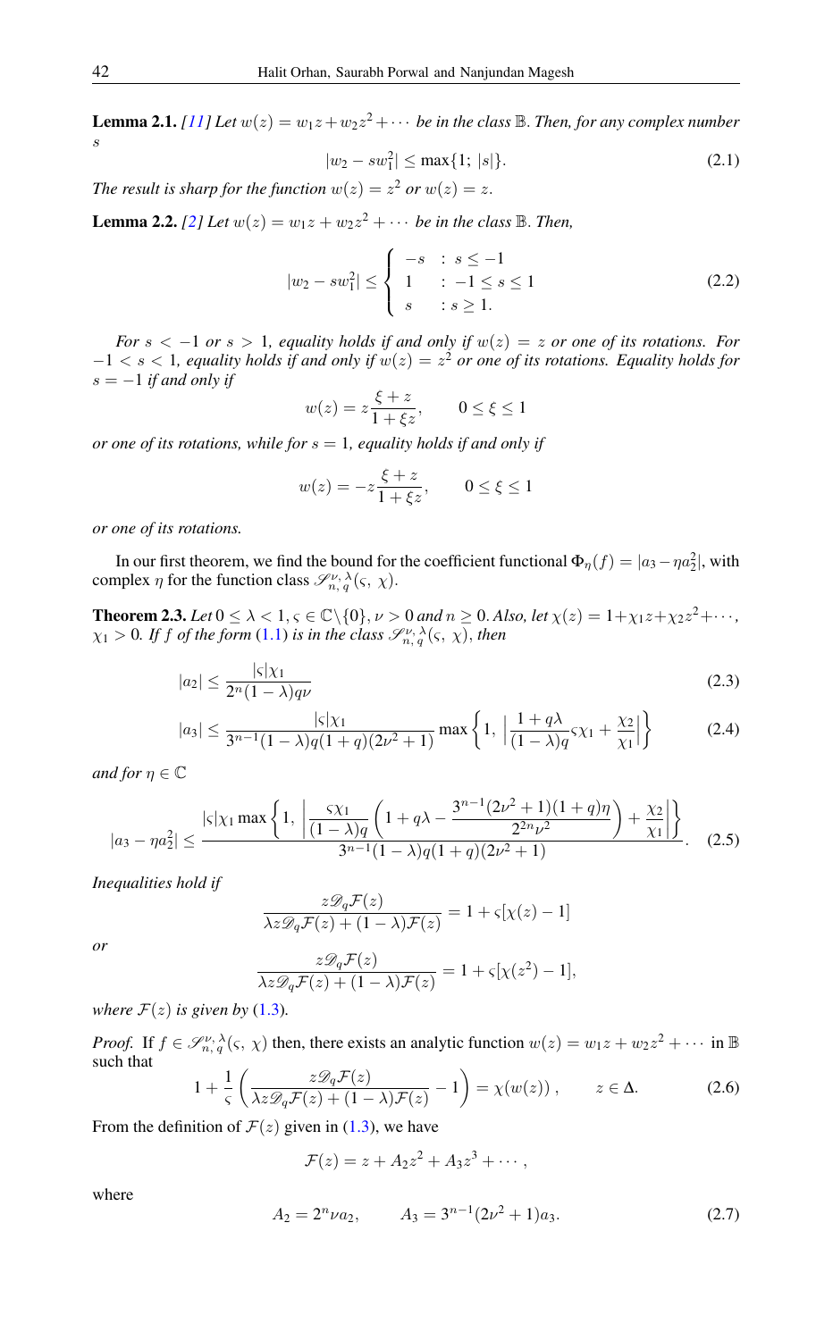**Lemma 2.1.** *[11] Let $w(z) = w_1 z + w_2 z^2 + \cdots$ be in the class $\mathbb{B}$. Then, for any complex number $s$*

$$|w_2 - s w_1^2| \leq \max\{1;\ |s|\}. \tag{2.1}$$

*The result is sharp for the function $w(z) = z^2$ or $w(z) = z$.*

**Lemma 2.2.** *[2] Let $w(z) = w_1 z + w_2 z^2 + \cdots$ be in the class $\mathbb{B}$. Then,*

$$|w_2 - s w_1^2| \leq \begin{cases} -s & : \ s \leq -1 \\ 1 & : \ -1 \leq s \leq 1 \\ s & : s \geq 1. \end{cases} \tag{2.2}$$

*For $s < -1$ or $s > 1$, equality holds if and only if $w(z) = z$ or one of its rotations. For $-1 < s < 1$, equality holds if and only if $w(z) = z^2$ or one of its rotations. Equality holds for $s = -1$ if and only if*

$$w(z) = z\frac{\xi + z}{1 + \xi z}, \qquad 0 \leq \xi \leq 1$$

*or one of its rotations, while for $s = 1$, equality holds if and only if*

$$w(z) = -z\frac{\xi + z}{1 + \xi z}, \qquad 0 \leq \xi \leq 1$$

*or one of its rotations.*

In our first theorem, we find the bound for the coefficient functional $\Phi_\eta(f) = |a_3 - \eta a_2^2|$, with complex $\eta$ for the function class $\mathscr{S}_{n,\,q}^{\nu,\,\lambda}(\varsigma,\ \chi)$.

**Theorem 2.3.** *Let $0 \leq \lambda < 1, \varsigma \in \mathbb{C}\backslash\{0\}, \nu > 0$ and $n \geq 0$. Also, let $\chi(z) = 1 + \chi_1 z + \chi_2 z^2 + \cdots$, $\chi_1 > 0$. If $f$ of the form (1.1) is in the class $\mathscr{S}_{n,\,q}^{\nu,\,\lambda}(\varsigma,\ \chi)$, then*

$$|a_2| \leq \frac{|\varsigma|\chi_1}{2^n(1-\lambda)q\nu} \tag{2.3}$$

$$|a_3| \leq \frac{|\varsigma|\chi_1}{3^{n-1}(1-\lambda)q(1+q)(2\nu^2+1)} \max\left\{1,\ \left|\frac{1+q\lambda}{(1-\lambda)q}\varsigma\chi_1 + \frac{\chi_2}{\chi_1}\right|\right\} \tag{2.4}$$

*and for $\eta \in \mathbb{C}$*

$$|a_3 - \eta a_2^2| \leq \frac{|\varsigma|\chi_1 \max\left\{1,\ \left|\frac{\varsigma\chi_1}{(1-\lambda)q}\left(1 + q\lambda - \frac{3^{n-1}(2\nu^2+1)(1+q)\eta}{2^{2n}\nu^2}\right) + \frac{\chi_2}{\chi_1}\right|\right\}}{3^{n-1}(1-\lambda)q(1+q)(2\nu^2+1)}. \tag{2.5}$$

*Inequalities hold if*

$$\frac{z\mathscr{D}_q\mathcal{F}(z)}{\lambda z\mathscr{D}_q\mathcal{F}(z) + (1-\lambda)\mathcal{F}(z)} = 1 + \varsigma[\chi(z) - 1]$$

*or*

$$\frac{z\mathscr{D}_q\mathcal{F}(z)}{\lambda z\mathscr{D}_q\mathcal{F}(z) + (1-\lambda)\mathcal{F}(z)} = 1 + \varsigma[\chi(z^2) - 1],$$

*where $\mathcal{F}(z)$ is given by (1.3).*

*Proof.* If $f \in \mathscr{S}_{n,\,q}^{\nu,\,\lambda}(\varsigma,\ \chi)$ then, there exists an analytic function $w(z) = w_1 z + w_2 z^2 + \cdots$ in $\mathbb{B}$ such that

$$1 + \frac{1}{\varsigma}\left(\frac{z\mathscr{D}_q\mathcal{F}(z)}{\lambda z\mathscr{D}_q\mathcal{F}(z) + (1-\lambda)\mathcal{F}(z)} - 1\right) = \chi(w(z))\,, \qquad z \in \Delta. \tag{2.6}$$

From the definition of $\mathcal{F}(z)$ given in (1.3), we have

$$\mathcal{F}(z) = z + A_2 z^2 + A_3 z^3 + \cdots,$$

where

$$A_2 = 2^n \nu a_2, \qquad A_3 = 3^{n-1}(2\nu^2+1)a_3. \tag{2.7}$$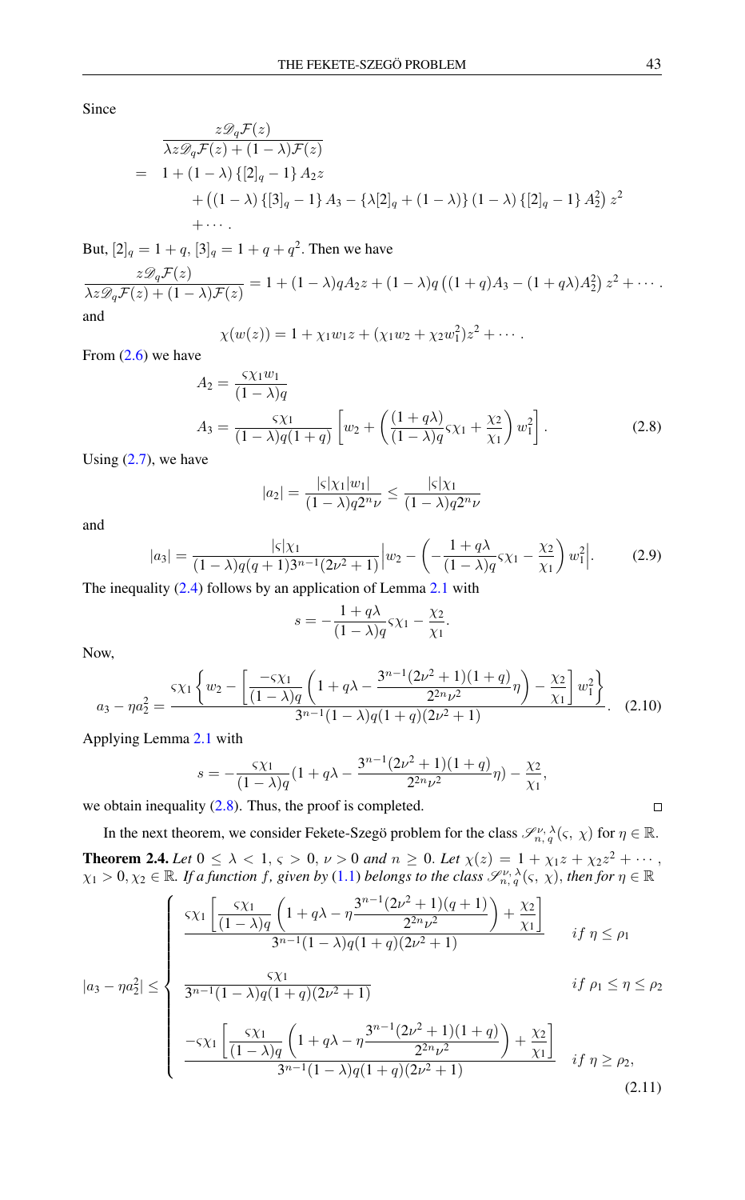Since

$$\frac{z\mathscr{D}_q\mathcal{F}(z)}{\lambda z\mathscr{D}_q\mathcal{F}(z)+(1-\lambda)\mathcal{F}(z)}$$
$$= 1+(1-\lambda)\left\{[2]_q-1\right\}A_2 z + \left((1-\lambda)\left\{[3]_q-1\right\}A_3 - \left\{\lambda[2]_q+(1-\lambda)\right\}(1-\lambda)\left\{[2]_q-1\right\}A_2^2\right)z^2 + \cdots .$$

But, $[2]_q = 1+q$, $[3]_q = 1+q+q^2$. Then we have

$$\frac{z\mathscr{D}_q\mathcal{F}(z)}{\lambda z\mathscr{D}_q\mathcal{F}(z)+(1-\lambda)\mathcal{F}(z)} = 1+(1-\lambda)qA_2 z + (1-\lambda)q\left((1+q)A_3-(1+q\lambda)A_2^2\right)z^2+\cdots .$$

and

$$\chi(w(z)) = 1+\chi_1 w_1 z + (\chi_1 w_2 + \chi_2 w_1^2)z^2 + \cdots .$$

From (2.6) we have

$$A_2 = \frac{\varsigma\chi_1 w_1}{(1-\lambda)q}$$
$$A_3 = \frac{\varsigma\chi_1}{(1-\lambda)q(1+q)}\left[w_2 + \left(\frac{(1+q\lambda)}{(1-\lambda)q}\varsigma\chi_1 + \frac{\chi_2}{\chi_1}\right)w_1^2\right]. \tag{2.8}$$

Using (2.7), we have

$$|a_2| = \frac{|\varsigma|\chi_1|w_1|}{(1-\lambda)q2^n\nu} \le \frac{|\varsigma|\chi_1}{(1-\lambda)q2^n\nu}$$

and

$$|a_3| = \frac{|\varsigma|\chi_1}{(1-\lambda)q(q+1)3^{n-1}(2\nu^2+1)}\left|w_2 - \left(-\frac{1+q\lambda}{(1-\lambda)q}\varsigma\chi_1 - \frac{\chi_2}{\chi_1}\right)w_1^2\right|. \tag{2.9}$$

The inequality (2.4) follows by an application of Lemma 2.1 with

$$s = -\frac{1+q\lambda}{(1-\lambda)q}\varsigma\chi_1 - \frac{\chi_2}{\chi_1}.$$

Now,

$$a_3 - \eta a_2^2 = \frac{\varsigma\chi_1\left\{w_2 - \left[\frac{-\varsigma\chi_1}{(1-\lambda)q}\left(1+q\lambda - \frac{3^{n-1}(2\nu^2+1)(1+q)}{2^{2n}\nu^2}\eta\right) - \frac{\chi_2}{\chi_1}\right]w_1^2\right\}}{3^{n-1}(1-\lambda)q(1+q)(2\nu^2+1)}. \tag{2.10}$$

Applying Lemma 2.1 with

$$s = -\frac{\varsigma\chi_1}{(1-\lambda)q}(1+q\lambda - \frac{3^{n-1}(2\nu^2+1)(1+q)}{2^{2n}\nu^2}\eta) - \frac{\chi_2}{\chi_1},$$

we obtain inequality (2.8). Thus, the proof is completed. □

In the next theorem, we consider Fekete-Szegö problem for the class $\mathscr{S}_{n,\,q}^{\nu,\,\lambda}(\varsigma,\,\chi)$ for $\eta \in \mathbb{R}$.

**Theorem 2.4.** *Let $0 \le \lambda < 1$, $\varsigma > 0$, $\nu > 0$ and $n \ge 0$. Let $\chi(z) = 1+\chi_1 z + \chi_2 z^2 + \cdots$, $\chi_1 > 0$, $\chi_2 \in \mathbb{R}$. If a function $f$, given by (1.1) belongs to the class $\mathscr{S}_{n,\,q}^{\nu,\,\lambda}(\varsigma,\,\chi)$, then for $\eta \in \mathbb{R}$*

$$|a_3 - \eta a_2^2| \le \begin{cases} \dfrac{\varsigma\chi_1\left[\frac{\varsigma\chi_1}{(1-\lambda)q}\left(1+q\lambda - \eta\frac{3^{n-1}(2\nu^2+1)(q+1)}{2^{2n}\nu^2}\right) + \frac{\chi_2}{\chi_1}\right]}{3^{n-1}(1-\lambda)q(1+q)(2\nu^2+1)} & if\ \eta \le \rho_1 \\[2ex] \dfrac{\varsigma\chi_1}{3^{n-1}(1-\lambda)q(1+q)(2\nu^2+1)} & if\ \rho_1 \le \eta \le \rho_2 \\[2ex] \dfrac{-\varsigma\chi_1\left[\frac{\varsigma\chi_1}{(1-\lambda)q}\left(1+q\lambda - \eta\frac{3^{n-1}(2\nu^2+1)(1+q)}{2^{2n}\nu^2}\right) + \frac{\chi_2}{\chi_1}\right]}{3^{n-1}(1-\lambda)q(1+q)(2\nu^2+1)} & if\ \eta \ge \rho_2, \end{cases} \tag{2.11}$$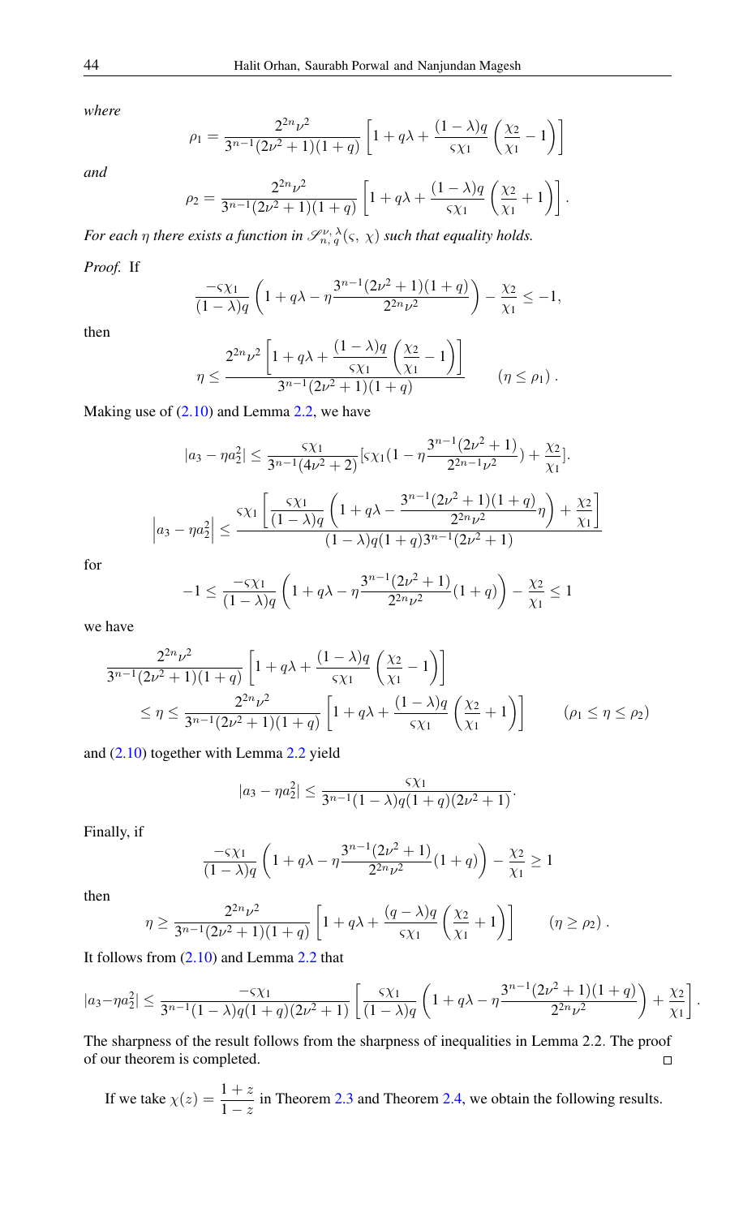*where*

$$\rho_1 = \frac{2^{2n}\nu^2}{3^{n-1}(2\nu^2+1)(1+q)}\left[1+q\lambda+\frac{(1-\lambda)q}{\varsigma\chi_1}\left(\frac{\chi_2}{\chi_1}-1\right)\right]$$

*and*

$$\rho_2 = \frac{2^{2n}\nu^2}{3^{n-1}(2\nu^2+1)(1+q)}\left[1+q\lambda+\frac{(1-\lambda)q}{\varsigma\chi_1}\left(\frac{\chi_2}{\chi_1}+1\right)\right].$$

*For each* $\eta$ *there exists a function in* $\mathscr{S}_{n,\,q}^{\nu,\,\lambda}(\varsigma,\,\chi)$ *such that equality holds.*

*Proof.* If

$$\frac{-\varsigma\chi_1}{(1-\lambda)q}\left(1+q\lambda-\eta\frac{3^{n-1}(2\nu^2+1)(1+q)}{2^{2n}\nu^2}\right)-\frac{\chi_2}{\chi_1}\leq -1,$$

then

$$\eta \leq \frac{2^{2n}\nu^2\left[1+q\lambda+\dfrac{(1-\lambda)q}{\varsigma\chi_1}\left(\dfrac{\chi_2}{\chi_1}-1\right)\right]}{3^{n-1}(2\nu^2+1)(1+q)} \qquad (\eta\leq\rho_1)\,.$$

Making use of (2.10) and Lemma 2.2, we have

$$|a_3-\eta a_2^2| \leq \frac{\varsigma\chi_1}{3^{n-1}(4\nu^2+2)}[\varsigma\chi_1(1-\eta\frac{3^{n-1}(2\nu^2+1)}{2^{2n-1}\nu^2})+\frac{\chi_2}{\chi_1}].$$

$$\left|a_3-\eta a_2^2\right| \leq \frac{\varsigma\chi_1\left[\dfrac{\varsigma\chi_1}{(1-\lambda)q}\left(1+q\lambda-\dfrac{3^{n-1}(2\nu^2+1)(1+q)}{2^{2n}\nu^2}\eta\right)+\dfrac{\chi_2}{\chi_1}\right]}{(1-\lambda)q(1+q)3^{n-1}(2\nu^2+1)}$$

for

$$-1\leq\frac{-\varsigma\chi_1}{(1-\lambda)q}\left(1+q\lambda-\eta\frac{3^{n-1}(2\nu^2+1)}{2^{2n}\nu^2}(1+q)\right)-\frac{\chi_2}{\chi_1}\leq 1$$

we have

$$\frac{2^{2n}\nu^2}{3^{n-1}(2\nu^2+1)(1+q)}\left[1+q\lambda+\frac{(1-\lambda)q}{\varsigma\chi_1}\left(\frac{\chi_2}{\chi_1}-1\right)\right]$$
$$\leq\eta\leq\frac{2^{2n}\nu^2}{3^{n-1}(2\nu^2+1)(1+q)}\left[1+q\lambda+\frac{(1-\lambda)q}{\varsigma\chi_1}\left(\frac{\chi_2}{\chi_1}+1\right)\right] \qquad (\rho_1\leq\eta\leq\rho_2)$$

and (2.10) together with Lemma 2.2 yield

$$|a_3-\eta a_2^2|\leq\frac{\varsigma\chi_1}{3^{n-1}(1-\lambda)q(1+q)(2\nu^2+1)}.$$

Finally, if

$$\frac{-\varsigma\chi_1}{(1-\lambda)q}\left(1+q\lambda-\eta\frac{3^{n-1}(2\nu^2+1)}{2^{2n}\nu^2}(1+q)\right)-\frac{\chi_2}{\chi_1}\geq 1$$

then

$$\eta\geq\frac{2^{2n}\nu^2}{3^{n-1}(2\nu^2+1)(1+q)}\left[1+q\lambda+\frac{(q-\lambda)q}{\varsigma\chi_1}\left(\frac{\chi_2}{\chi_1}+1\right)\right] \qquad (\eta\geq\rho_2)\,.$$

It follows from (2.10) and Lemma 2.2 that

$$|a_3-\eta a_2^2|\leq\frac{-\varsigma\chi_1}{3^{n-1}(1-\lambda)q(1+q)(2\nu^2+1)}\left[\frac{\varsigma\chi_1}{(1-\lambda)q}\left(1+q\lambda-\eta\frac{3^{n-1}(2\nu^2+1)(1+q)}{2^{2n}\nu^2}\right)+\frac{\chi_2}{\chi_1}\right].$$

The sharpness of the result follows from the sharpness of inequalities in Lemma 2.2. The proof of our theorem is completed. ∎

If we take $\chi(z)=\dfrac{1+z}{1-z}$ in Theorem 2.3 and Theorem 2.4, we obtain the following results.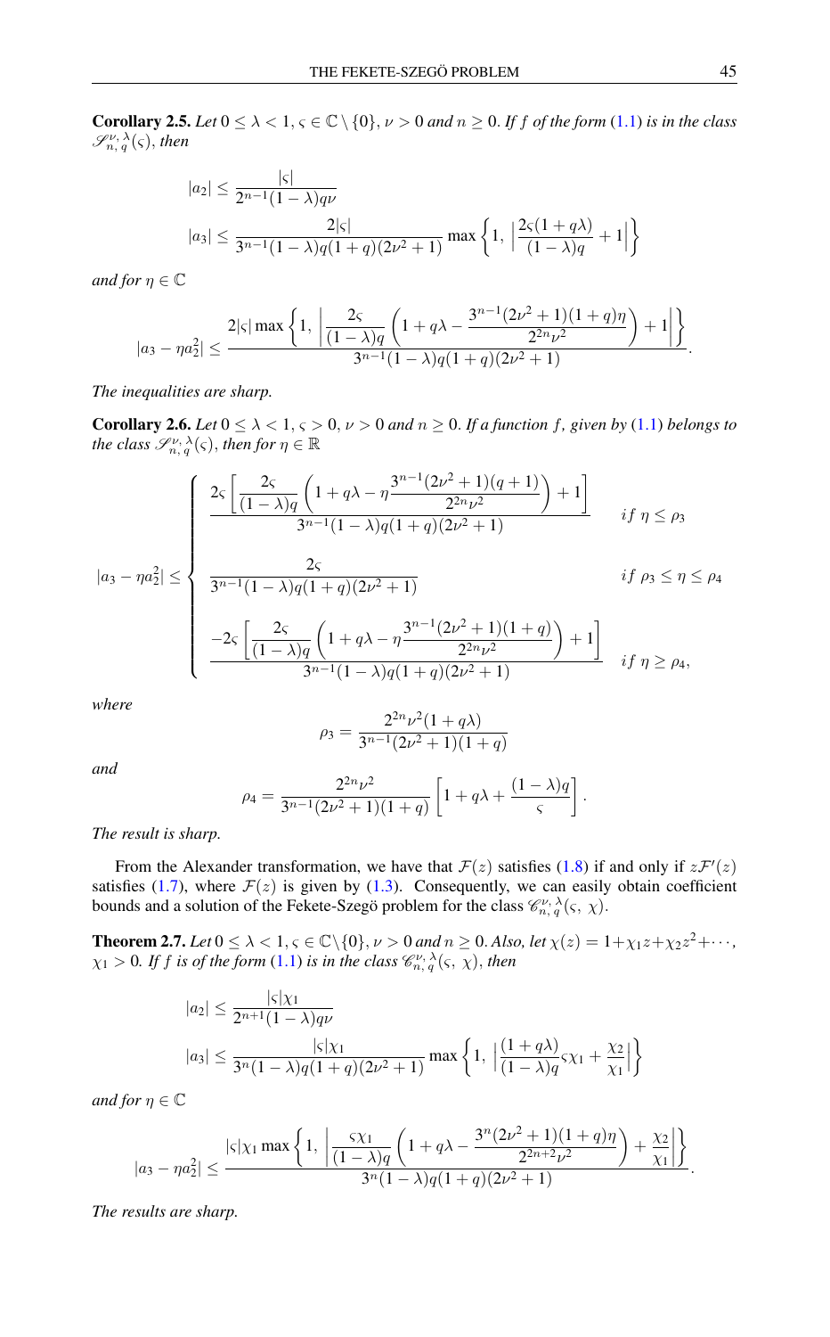**Corollary 2.5.** *Let $0 \leq \lambda < 1$, $\varsigma \in \mathbb{C} \setminus \{0\}$, $\nu > 0$ and $n \geq 0$. If $f$ of the form (1.1) is in the class $\mathscr{S}^{\nu,\lambda}_{n,q}(\varsigma)$, then*

$$|a_2| \leq \frac{|\varsigma|}{2^{n-1}(1-\lambda)q\nu}$$

$$|a_3| \leq \frac{2|\varsigma|}{3^{n-1}(1-\lambda)q(1+q)(2\nu^2+1)} \max\left\{1,\ \left|\frac{2\varsigma(1+q\lambda)}{(1-\lambda)q}+1\right|\right\}$$

*and for $\eta \in \mathbb{C}$*

$$|a_3 - \eta a_2^2| \leq \frac{2|\varsigma| \max\left\{1,\ \left|\frac{2\varsigma}{(1-\lambda)q}\left(1+q\lambda - \frac{3^{n-1}(2\nu^2+1)(1+q)\eta}{2^{2n}\nu^2}\right)+1\right|\right\}}{3^{n-1}(1-\lambda)q(1+q)(2\nu^2+1)}.$$

*The inequalities are sharp.*

**Corollary 2.6.** *Let $0 \leq \lambda < 1$, $\varsigma > 0$, $\nu > 0$ and $n \geq 0$. If a function $f$, given by (1.1) belongs to the class $\mathscr{S}^{\nu,\lambda}_{n,q}(\varsigma)$, then for $\eta \in \mathbb{R}$*

$$|a_3 - \eta a_2^2| \leq \begin{cases} \dfrac{2\varsigma\left[\dfrac{2\varsigma}{(1-\lambda)q}\left(1+q\lambda - \eta\dfrac{3^{n-1}(2\nu^2+1)(q+1)}{2^{2n}\nu^2}\right)+1\right]}{3^{n-1}(1-\lambda)q(1+q)(2\nu^2+1)} & if\ \eta \leq \rho_3 \\[2ex] \dfrac{2\varsigma}{3^{n-1}(1-\lambda)q(1+q)(2\nu^2+1)} & if\ \rho_3 \leq \eta \leq \rho_4 \\[2ex] \dfrac{-2\varsigma\left[\dfrac{2\varsigma}{(1-\lambda)q}\left(1+q\lambda - \eta\dfrac{3^{n-1}(2\nu^2+1)(1+q)}{2^{2n}\nu^2}\right)+1\right]}{3^{n-1}(1-\lambda)q(1+q)(2\nu^2+1)} & if\ \eta \geq \rho_4, \end{cases}$$

*where*

$$\rho_3 = \frac{2^{2n}\nu^2(1+q\lambda)}{3^{n-1}(2\nu^2+1)(1+q)}$$

*and*

$$\rho_4 = \frac{2^{2n}\nu^2}{3^{n-1}(2\nu^2+1)(1+q)}\left[1+q\lambda+\frac{(1-\lambda)q}{\varsigma}\right].$$

*The result is sharp.*

From the Alexander transformation, we have that $\mathcal{F}(z)$ satisfies (1.8) if and only if $z\mathcal{F}'(z)$ satisfies (1.7), where $\mathcal{F}(z)$ is given by (1.3). Consequently, we can easily obtain coefficient bounds and a solution of the Fekete-Szegö problem for the class $\mathscr{C}^{\nu,\lambda}_{n,q}(\varsigma,\ \chi)$.

**Theorem 2.7.** *Let $0 \leq \lambda < 1$, $\varsigma \in \mathbb{C}\setminus\{0\}$, $\nu > 0$ and $n \geq 0$. Also, let $\chi(z) = 1+\chi_1 z+\chi_2 z^2+\cdots$, $\chi_1 > 0$. If $f$ is of the form (1.1) is in the class $\mathscr{C}^{\nu,\lambda}_{n,q}(\varsigma,\ \chi)$, then*

$$|a_2| \leq \frac{|\varsigma|\chi_1}{2^{n+1}(1-\lambda)q\nu}$$

$$|a_3| \leq \frac{|\varsigma|\chi_1}{3^n(1-\lambda)q(1+q)(2\nu^2+1)} \max\left\{1,\ \left|\frac{(1+q\lambda)}{(1-\lambda)q}\varsigma\chi_1+\frac{\chi_2}{\chi_1}\right|\right\}$$

*and for $\eta \in \mathbb{C}$*

$$|a_3 - \eta a_2^2| \leq \frac{|\varsigma|\chi_1 \max\left\{1,\ \left|\frac{\varsigma\chi_1}{(1-\lambda)q}\left(1+q\lambda - \frac{3^n(2\nu^2+1)(1+q)\eta}{2^{2n+2}\nu^2}\right)+\frac{\chi_2}{\chi_1}\right|\right\}}{3^n(1-\lambda)q(1+q)(2\nu^2+1)}.$$

*The results are sharp.*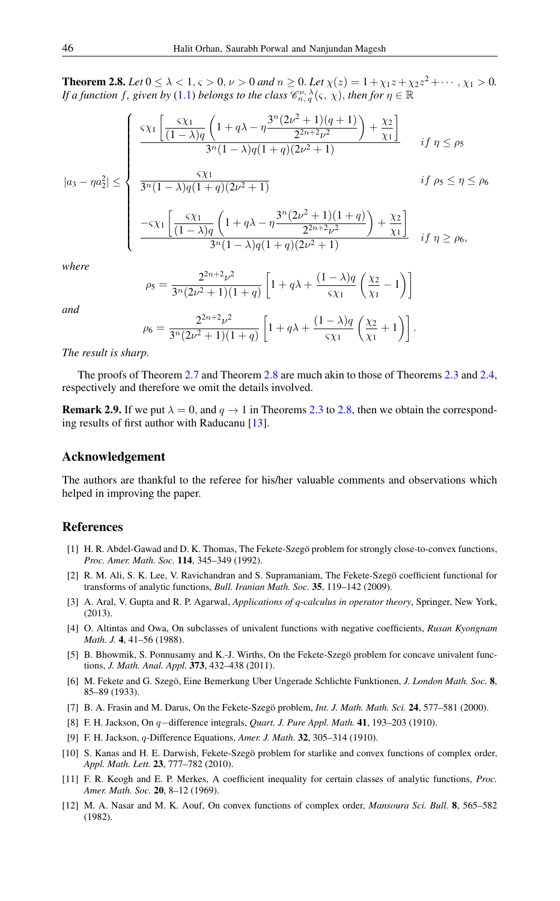**Theorem 2.8.** *Let $0 \le \lambda < 1, \varsigma > 0, \nu > 0$ and $n \ge 0$. Let $\chi(z) = 1 + \chi_1 z + \chi_2 z^2 + \cdots, \chi_1 > 0$. If a function $f$, given by (1.1) belongs to the class $\mathscr{C}_{n,\, q}^{\nu,\, \lambda}(\varsigma,\, \chi)$, then for $\eta \in \mathbb{R}$*

$$
|a_3 - \eta a_2^2| \le \begin{cases} \dfrac{\varsigma\chi_1\left[\dfrac{\varsigma\chi_1}{(1-\lambda)q}\left(1+q\lambda-\eta\dfrac{3^n(2\nu^2+1)(q+1)}{2^{2n+2}\nu^2}\right)+\dfrac{\chi_2}{\chi_1}\right]}{3^n(1-\lambda)q(1+q)(2\nu^2+1)} & if\ \eta \le \rho_5 \\[2ex] \dfrac{\varsigma\chi_1}{3^n(1-\lambda)q(1+q)(2\nu^2+1)} & if\ \rho_5 \le \eta \le \rho_6 \\[2ex] \dfrac{-\varsigma\chi_1\left[\dfrac{\varsigma\chi_1}{(1-\lambda)q}\left(1+q\lambda-\eta\dfrac{3^n(2\nu^2+1)(1+q)}{2^{2n+2}\nu^2}\right)+\dfrac{\chi_2}{\chi_1}\right]}{3^n(1-\lambda)q(1+q)(2\nu^2+1)} & if\ \eta \ge \rho_6, \end{cases}
$$

*where*

$$
\rho_5 = \frac{2^{2n+2}\nu^2}{3^n(2\nu^2+1)(1+q)}\left[1+q\lambda+\frac{(1-\lambda)q}{\varsigma\chi_1}\left(\frac{\chi_2}{\chi_1}-1\right)\right]
$$

*and*

$$
\rho_6 = \frac{2^{2n+2}\nu^2}{3^n(2\nu^2+1)(1+q)}\left[1+q\lambda+\frac{(1-\lambda)q}{\varsigma\chi_1}\left(\frac{\chi_2}{\chi_1}+1\right)\right].
$$

*The result is sharp.*

The proofs of Theorem 2.7 and Theorem 2.8 are much akin to those of Theorems 2.3 and 2.4, respectively and therefore we omit the details involved.

**Remark 2.9.** If we put $\lambda = 0$, and $q \to 1$ in Theorems 2.3 to 2.8, then we obtain the corresponding results of first author with Raducanu [13].

## Acknowledgement

The authors are thankful to the referee for his/her valuable comments and observations which helped in improving the paper.

## References

[1] H. R. Abdel-Gawad and D. K. Thomas, The Fekete-Szegö problem for strongly close-to-convex functions, *Proc. Amer. Math. Soc.* **114**, 345–349 (1992).

[2] R. M. Ali, S. K. Lee, V. Ravichandran and S. Supramaniam, The Fekete-Szegö coefficient functional for transforms of analytic functions, *Bull. Iranian Math. Soc.* **35**, 119–142 (2009).

[3] A. Aral, V. Gupta and R. P. Agarwal, *Applications of q-calculus in operator theory*, Springer, New York, (2013).

[4] O. Altintas and Owa, On subclasses of univalent functions with negative coefficients, *Rusan Kyongnam Math. J.* **4**, 41–56 (1988).

[5] B. Bhowmik, S. Ponnusamy and K.-J. Wirths, On the Fekete-Szegö problem for concave univalent functions, *J. Math. Anal. Appl.* **373**, 432–438 (2011).

[6] M. Fekete and G. Szegö, Eine Bemerkung Uber Ungerade Schlichte Funktionen, *J. London Math. Soc.* **8**, 85–89 (1933).

[7] B. A. Frasin and M. Darus, On the Fekete-Szegö problem, *Int. J. Math. Math. Sci.* **24**, 577–581 (2000).

[8] F. H. Jackson, On $q-$difference integrals, *Quart. J. Pure Appl. Math.* **41**, 193–203 (1910).

[9] F. H. Jackson, $q$-Difference Equations, *Amer. J. Math.* **32**, 305–314 (1910).

[10] S. Kanas and H. E. Darwish, Fekete-Szegö problem for starlike and convex functions of complex order, *Appl. Math. Lett.* **23**, 777–782 (2010).

[11] F. R. Keogh and E. P. Merkes, A coefficient inequality for certain classes of analytic functions, *Proc. Amer. Math. Soc.* **20**, 8–12 (1969).

[12] M. A. Nasar and M. K. Aouf, On convex functions of complex order, *Mansoura Sci. Bull.* **8**, 565–582 (1982).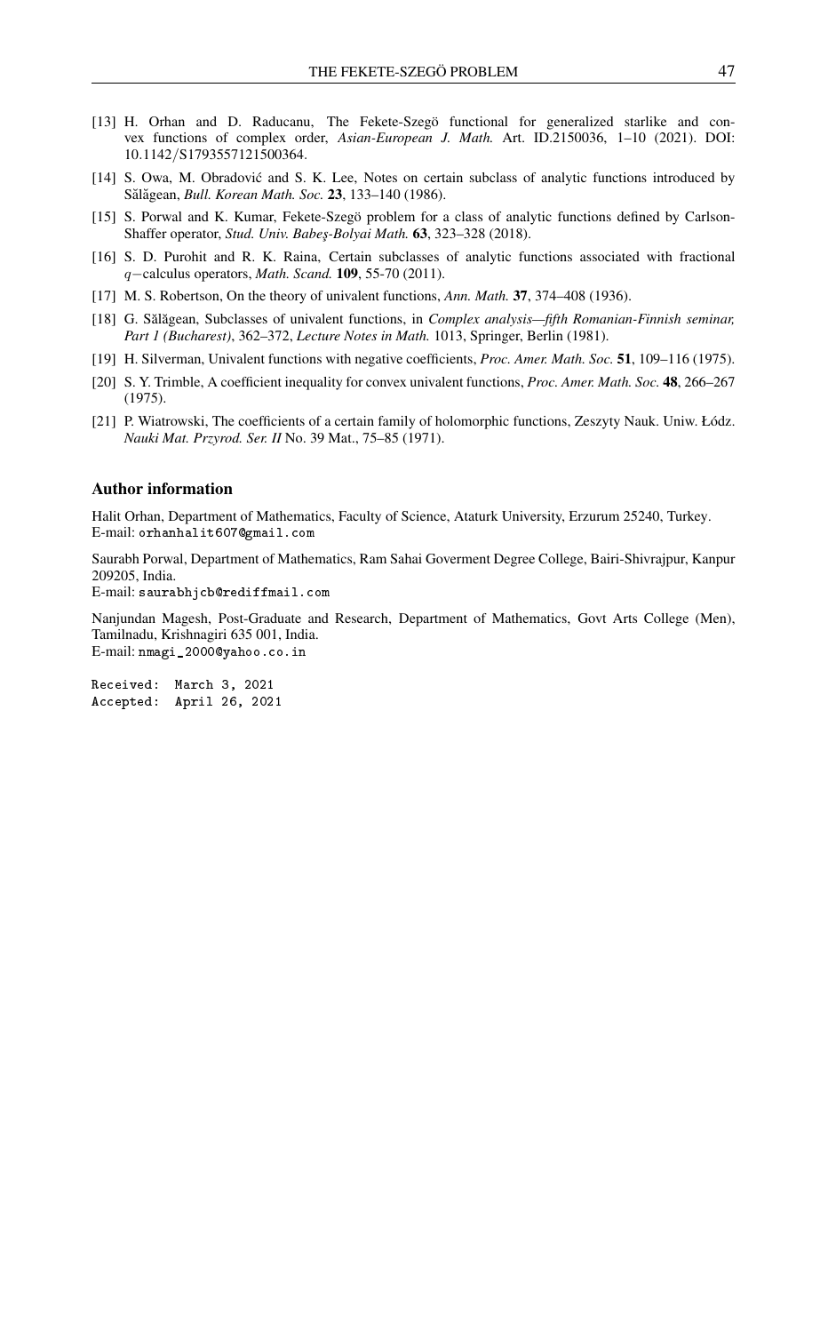[13] H. Orhan and D. Raducanu, The Fekete-Szegö functional for generalized starlike and convex functions of complex order, *Asian-European J. Math.* Art. ID.2150036, 1–10 (2021). DOI: 10.1142/S1793557121500364.

[14] S. Owa, M. Obradović and S. K. Lee, Notes on certain subclass of analytic functions introduced by Sălăgean, *Bull. Korean Math. Soc.* **23**, 133–140 (1986).

[15] S. Porwal and K. Kumar, Fekete-Szegö problem for a class of analytic functions defined by Carlson-Shaffer operator, *Stud. Univ. Babeş-Bolyai Math.* **63**, 323–328 (2018).

[16] S. D. Purohit and R. K. Raina, Certain subclasses of analytic functions associated with fractional $q-$calculus operators, *Math. Scand.* **109**, 55-70 (2011).

[17] M. S. Robertson, On the theory of univalent functions, *Ann. Math.* **37**, 374–408 (1936).

[18] G. Sălăgean, Subclasses of univalent functions, in *Complex analysis—fifth Romanian-Finnish seminar, Part 1 (Bucharest)*, 362–372, *Lecture Notes in Math.* 1013, Springer, Berlin (1981).

[19] H. Silverman, Univalent functions with negative coefficients, *Proc. Amer. Math. Soc.* **51**, 109–116 (1975).

[20] S. Y. Trimble, A coefficient inequality for convex univalent functions, *Proc. Amer. Math. Soc.* **48**, 266–267 (1975).

[21] P. Wiatrowski, The coefficients of a certain family of holomorphic functions, Zeszyty Nauk. Uniw. Łódz. *Nauki Mat. Przyrod. Ser. II* No. 39 Mat., 75–85 (1971).

### Author information

Halit Orhan, Department of Mathematics, Faculty of Science, Ataturk University, Erzurum 25240, Turkey.
E-mail: orhanhalit607@gmail.com

Saurabh Porwal, Department of Mathematics, Ram Sahai Goverment Degree College, Bairi-Shivrajpur, Kanpur 209205, India.
E-mail: saurabhjcb@rediffmail.com

Nanjundan Magesh, Post-Graduate and Research, Department of Mathematics, Govt Arts College (Men), Tamilnadu, Krishnagiri 635 001, India.
E-mail: nmagi_2000@yahoo.co.in

Received: March 3, 2021
Accepted: April 26, 2021